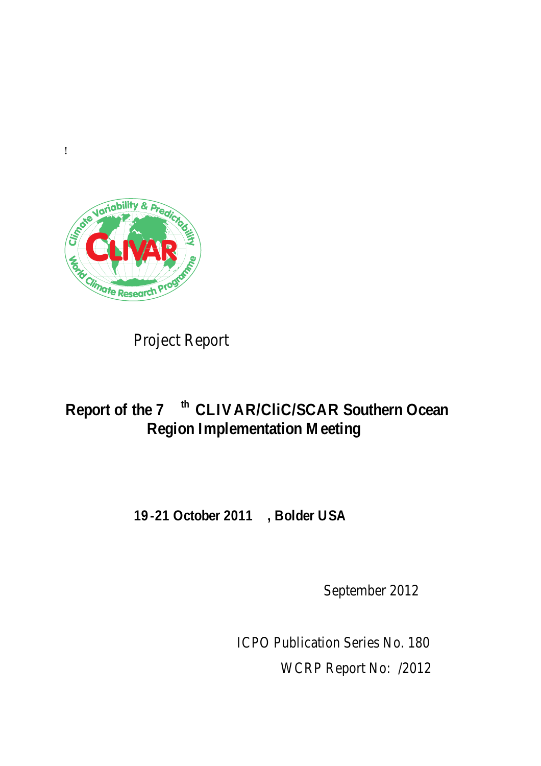!

Project Report

# Report of the 7th CLIVAR/CliC/SCAR Southern Ocean Region Implementation Meeting

**19-21 October 2011, Bolder USA**

September 2012

ICPO Publication Series No. 180

WCRP Report No: /2012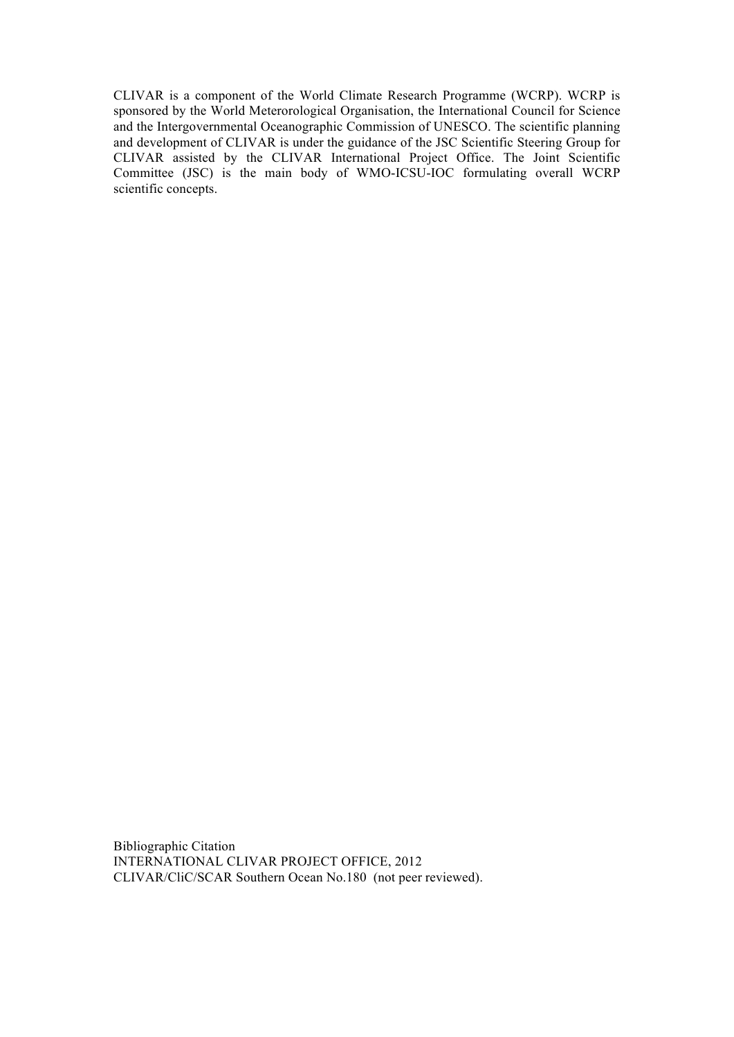CLIVAR is a component of the World Climate Research Programme (WCRP). WCRP is sponsored by the World Meterorological Organisation, the International Council for Science and the Intergovernmental Oceanographic Commission of UNESCO. The scientific planning and development of CLIVAR is under the guidance of the JSC Scientific Steering Group for CLIVAR assisted by the CLIVAR International Project Office. The Joint Scientific Committee (JSC) is the main body of WMO-ICSU-IOC formulating overall WCRP scientific concepts.

Bibliographic Citation
INTERNATIONAL CLIVAR PROJECT OFFICE, 2012
CLIVAR/CliC/SCAR Southern Ocean No.180 (not peer reviewed).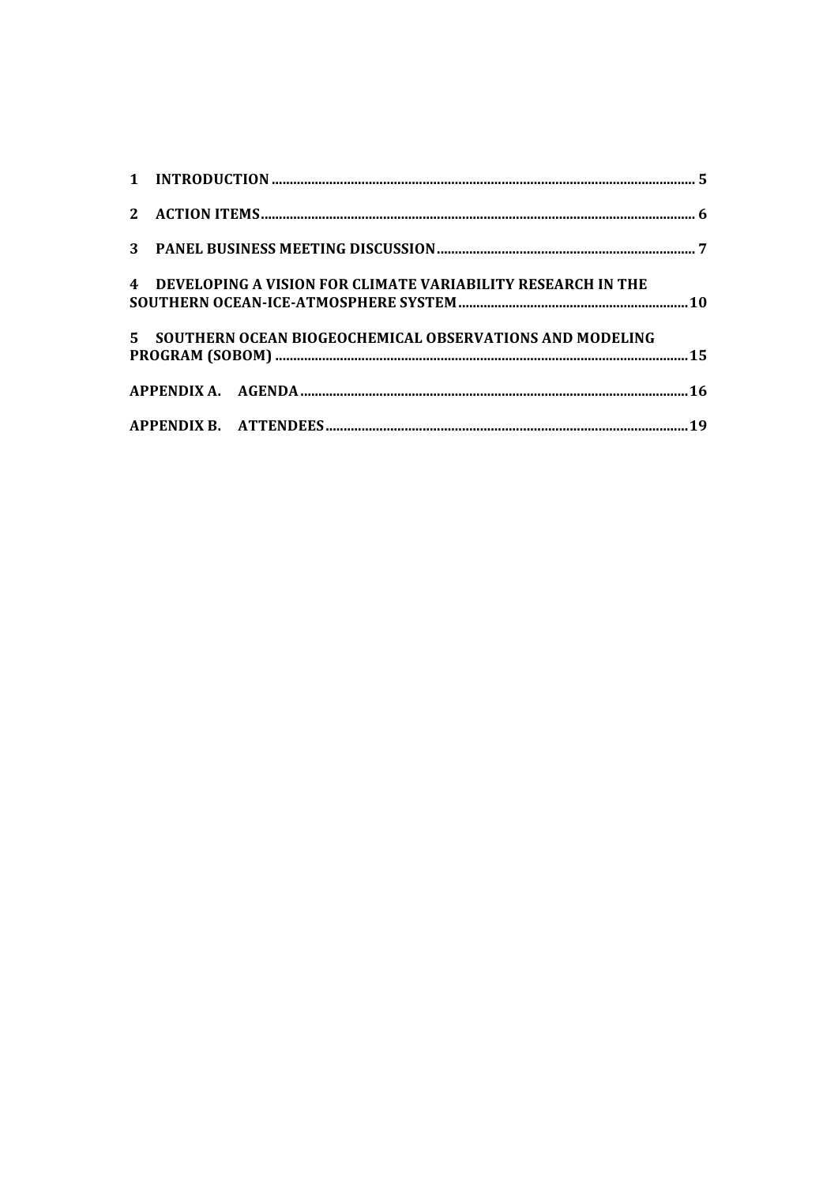1 INTRODUCTION ..... 5

2 ACTION ITEMS ..... 6

3 PANEL BUSINESS MEETING DISCUSSION ..... 7

4 DEVELOPING A VISION FOR CLIMATE VARIABILITY RESEARCH IN THE SOUTHERN OCEAN-ICE-ATMOSPHERE SYSTEM ..... 10

5 SOUTHERN OCEAN BIOGEOCHEMICAL OBSERVATIONS AND MODELING PROGRAM (SOBOM) ..... 15

APPENDIX A. AGENDA ..... 16

APPENDIX B. ATTENDEES ..... 19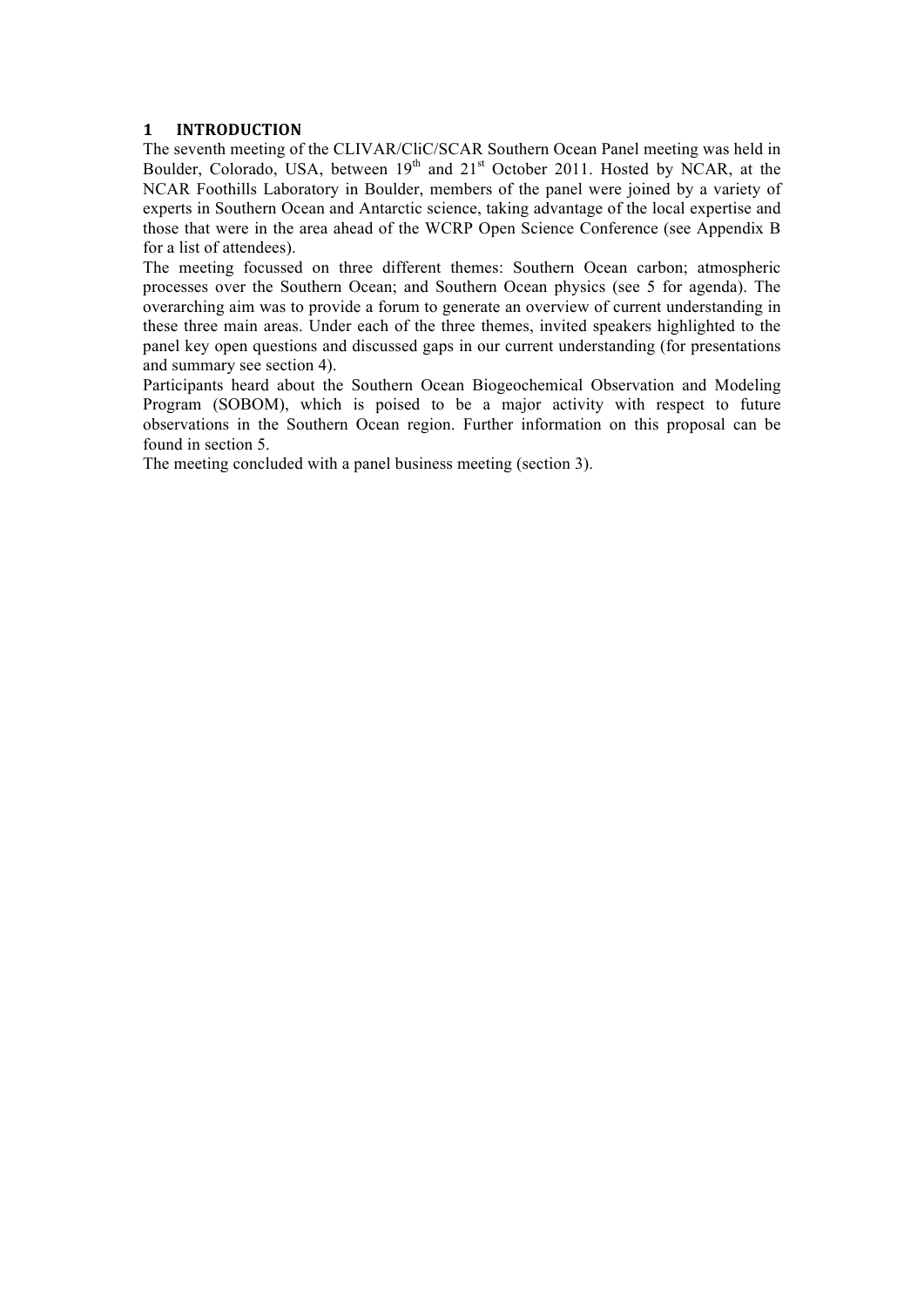# 1 INTRODUCTION

The seventh meeting of the CLIVAR/CliC/SCAR Southern Ocean Panel meeting was held in Boulder, Colorado, USA, between 19th and 21st October 2011. Hosted by NCAR, at the NCAR Foothills Laboratory in Boulder, members of the panel were joined by a variety of experts in Southern Ocean and Antarctic science, taking advantage of the local expertise and those that were in the area ahead of the WCRP Open Science Conference (see Appendix B for a list of attendees).

The meeting focussed on three different themes: Southern Ocean carbon; atmospheric processes over the Southern Ocean; and Southern Ocean physics (see 5 for agenda). The overarching aim was to provide a forum to generate an overview of current understanding in these three main areas. Under each of the three themes, invited speakers highlighted to the panel key open questions and discussed gaps in our current understanding (for presentations and summary see section 4).

Participants heard about the Southern Ocean Biogeochemical Observation and Modeling Program (SOBOM), which is poised to be a major activity with respect to future observations in the Southern Ocean region. Further information on this proposal can be found in section 5.

The meeting concluded with a panel business meeting (section 3).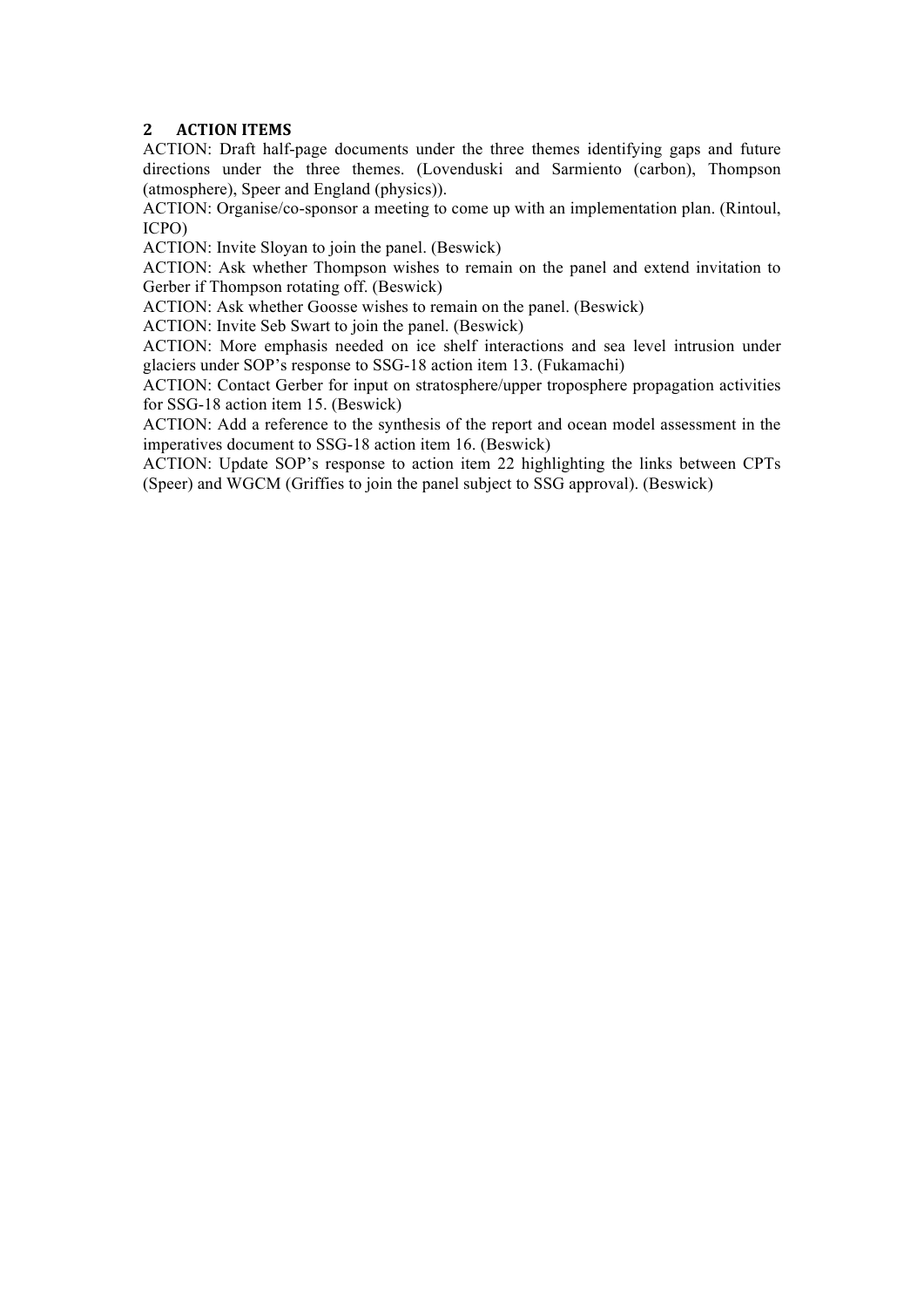## 2 ACTION ITEMS

ACTION: Draft half-page documents under the three themes identifying gaps and future directions under the three themes. (Lovenduski and Sarmiento (carbon), Thompson (atmosphere), Speer and England (physics)).

ACTION: Organise/co-sponsor a meeting to come up with an implementation plan. (Rintoul, ICPO)

ACTION: Invite Sloyan to join the panel. (Beswick)

ACTION: Ask whether Thompson wishes to remain on the panel and extend invitation to Gerber if Thompson rotating off. (Beswick)

ACTION: Ask whether Goosse wishes to remain on the panel. (Beswick)

ACTION: Invite Seb Swart to join the panel. (Beswick)

ACTION: More emphasis needed on ice shelf interactions and sea level intrusion under glaciers under SOP's response to SSG-18 action item 13. (Fukamachi)

ACTION: Contact Gerber for input on stratosphere/upper troposphere propagation activities for SSG-18 action item 15. (Beswick)

ACTION: Add a reference to the synthesis of the report and ocean model assessment in the imperatives document to SSG-18 action item 16. (Beswick)

ACTION: Update SOP's response to action item 22 highlighting the links between CPTs (Speer) and WGCM (Griffies to join the panel subject to SSG approval). (Beswick)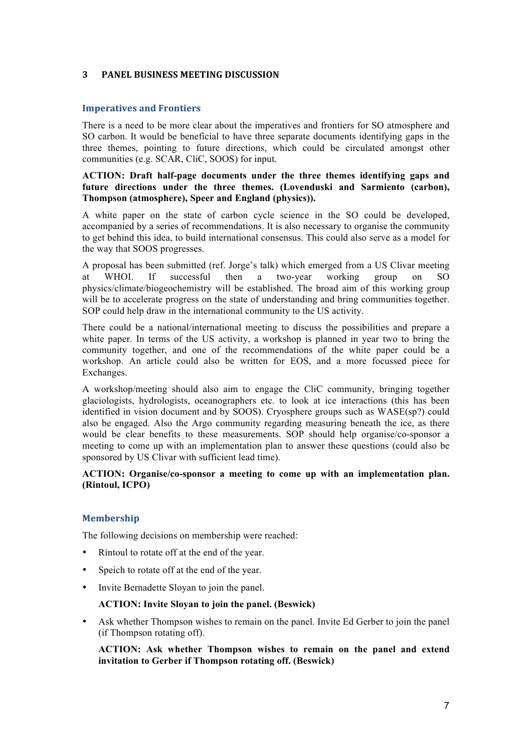## 3 PANEL BUSINESS MEETING DISCUSSION

### Imperatives and Frontiers

There is a need to be more clear about the imperatives and frontiers for SO atmosphere and SO carbon. It would be beneficial to have three separate documents identifying gaps in the three themes, pointing to future directions, which could be circulated amongst other communities (e.g. SCAR, CliC, SOOS) for input.

**ACTION: Draft half-page documents under the three themes identifying gaps and future directions under the three themes. (Lovenduski and Sarmiento (carbon), Thompson (atmosphere), Speer and England (physics)).**

A white paper on the state of carbon cycle science in the SO could be developed, accompanied by a series of recommendations. It is also necessary to organise the community to get behind this idea, to build international consensus. This could also serve as a model for the way that SOOS progresses.

A proposal has been submitted (ref. Jorge's talk) which emerged from a US Clivar meeting at WHOI. If successful then a two-year working group on SO physics/climate/biogeochemistry will be established. The broad aim of this working group will be to accelerate progress on the state of understanding and bring communities together. SOP could help draw in the international community to the US activity.

There could be a national/international meeting to discuss the possibilities and prepare a white paper. In terms of the US activity, a workshop is planned in year two to bring the community together, and one of the recommendations of the white paper could be a workshop. An article could also be written for EOS, and a more focussed piece for Exchanges.

A workshop/meeting should also aim to engage the CliC community, bringing together glaciologists, hydrologists, oceanographers etc. to look at ice interactions (this has been identified in vision document and by SOOS). Cryosphere groups such as WASE(sp?) could also be engaged. Also the Argo community regarding measuring beneath the ice, as there would be clear benefits to these measurements. SOP should help organise/co-sponsor a meeting to come up with an implementation plan to answer these questions (could also be sponsored by US Clivar with sufficient lead time).

**ACTION: Organise/co-sponsor a meeting to come up with an implementation plan. (Rintoul, ICPO)**

### Membership

The following decisions on membership were reached:

- Rintoul to rotate off at the end of the year.
- Speich to rotate off at the end of the year.
- Invite Bernadette Sloyan to join the panel.

  **ACTION: Invite Sloyan to join the panel. (Beswick)**

- Ask whether Thompson wishes to remain on the panel. Invite Ed Gerber to join the panel (if Thompson rotating off).

  **ACTION: Ask whether Thompson wishes to remain on the panel and extend invitation to Gerber if Thompson rotating off. (Beswick)**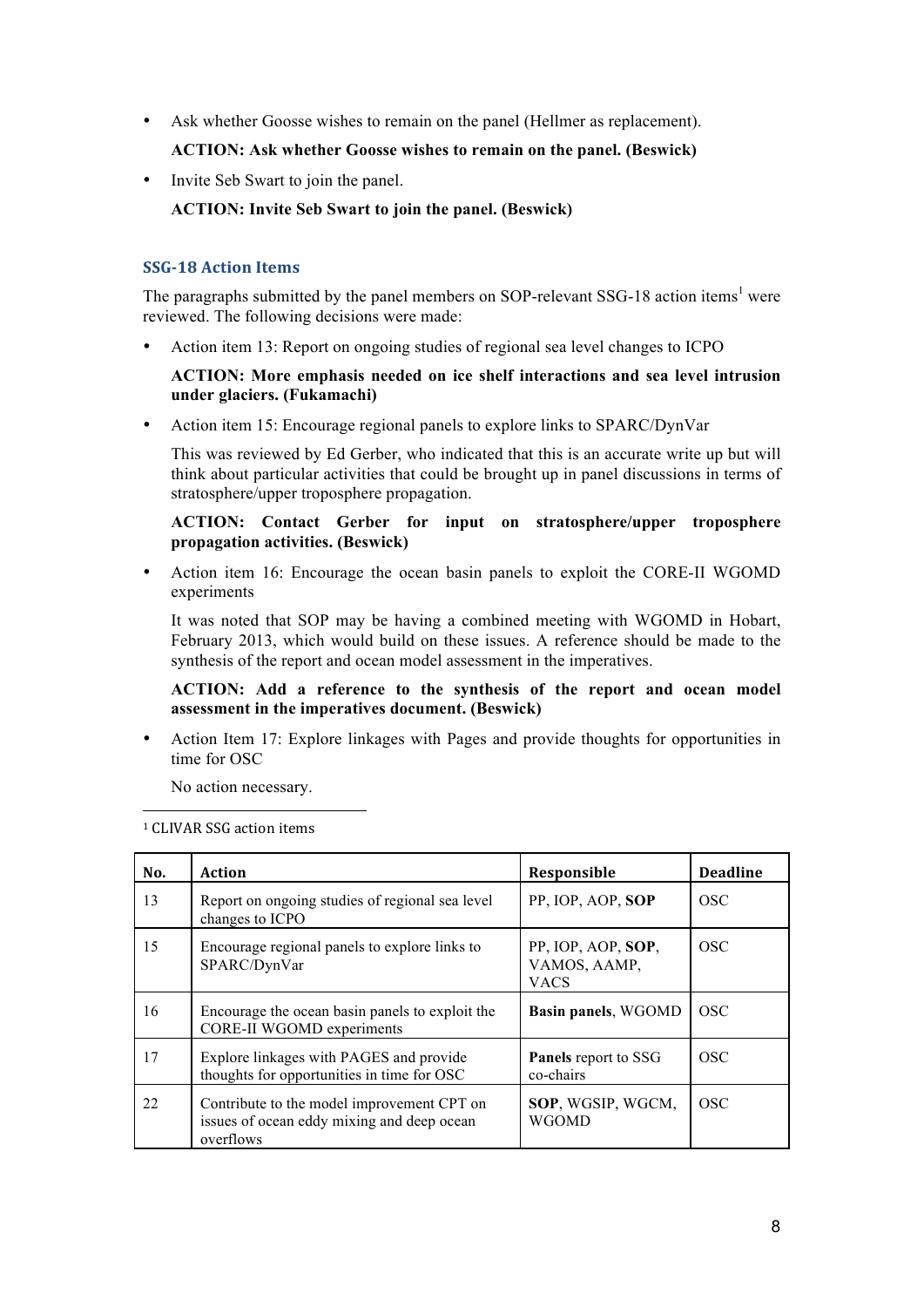- Ask whether Goosse wishes to remain on the panel (Hellmer as replacement).

  **ACTION: Ask whether Goosse wishes to remain on the panel. (Beswick)**

- Invite Seb Swart to join the panel.

  **ACTION: Invite Seb Swart to join the panel. (Beswick)**

### SSG-18 Action Items

The paragraphs submitted by the panel members on SOP-relevant SSG-18 action items[1] were reviewed. The following decisions were made:

- Action item 13: Report on ongoing studies of regional sea level changes to ICPO

  **ACTION: More emphasis needed on ice shelf interactions and sea level intrusion under glaciers. (Fukamachi)**

- Action item 15: Encourage regional panels to explore links to SPARC/DynVar

  This was reviewed by Ed Gerber, who indicated that this is an accurate write up but will think about particular activities that could be brought up in panel discussions in terms of stratosphere/upper troposphere propagation.

  **ACTION: Contact Gerber for input on stratosphere/upper troposphere propagation activities. (Beswick)**

- Action item 16: Encourage the ocean basin panels to exploit the CORE-II WGOMD experiments

  It was noted that SOP may be having a combined meeting with WGOMD in Hobart, February 2013, which would build on these issues. A reference should be made to the synthesis of the report and ocean model assessment in the imperatives.

  **ACTION: Add a reference to the synthesis of the report and ocean model assessment in the imperatives document. (Beswick)**

- Action Item 17: Explore linkages with Pages and provide thoughts for opportunities in time for OSC

  No action necessary.

---

[1] CLIVAR SSG action items

| No. | Action | Responsible | Deadline |
|---|---|---|---|
| 13 | Report on ongoing studies of regional sea level changes to ICPO | PP, IOP, AOP, **SOP** | OSC |
| 15 | Encourage regional panels to explore links to SPARC/DynVar | PP, IOP, AOP, **SOP**, VAMOS, AAMP, VACS | OSC |
| 16 | Encourage the ocean basin panels to exploit the CORE-II WGOMD experiments | **Basin panels**, WGOMD | OSC |
| 17 | Explore linkages with PAGES and provide thoughts for opportunities in time for OSC | **Panels** report to SSG co-chairs | OSC |
| 22 | Contribute to the model improvement CPT on issues of ocean eddy mixing and deep ocean overflows | **SOP**, WGSIP, WGCM, WGOMD | OSC |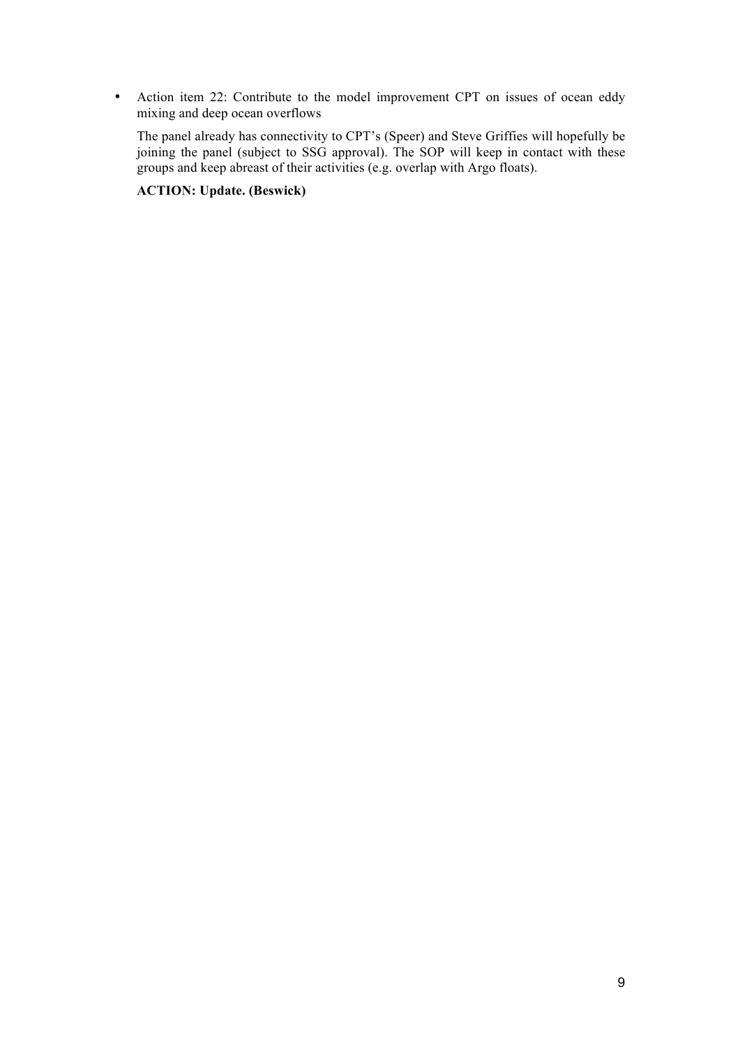- Action item 22: Contribute to the model improvement CPT on issues of ocean eddy mixing and deep ocean overflows

  The panel already has connectivity to CPT's (Speer) and Steve Griffies will hopefully be joining the panel (subject to SSG approval). The SOP will keep in contact with these groups and keep abreast of their activities (e.g. overlap with Argo floats).

  **ACTION: Update. (Beswick)**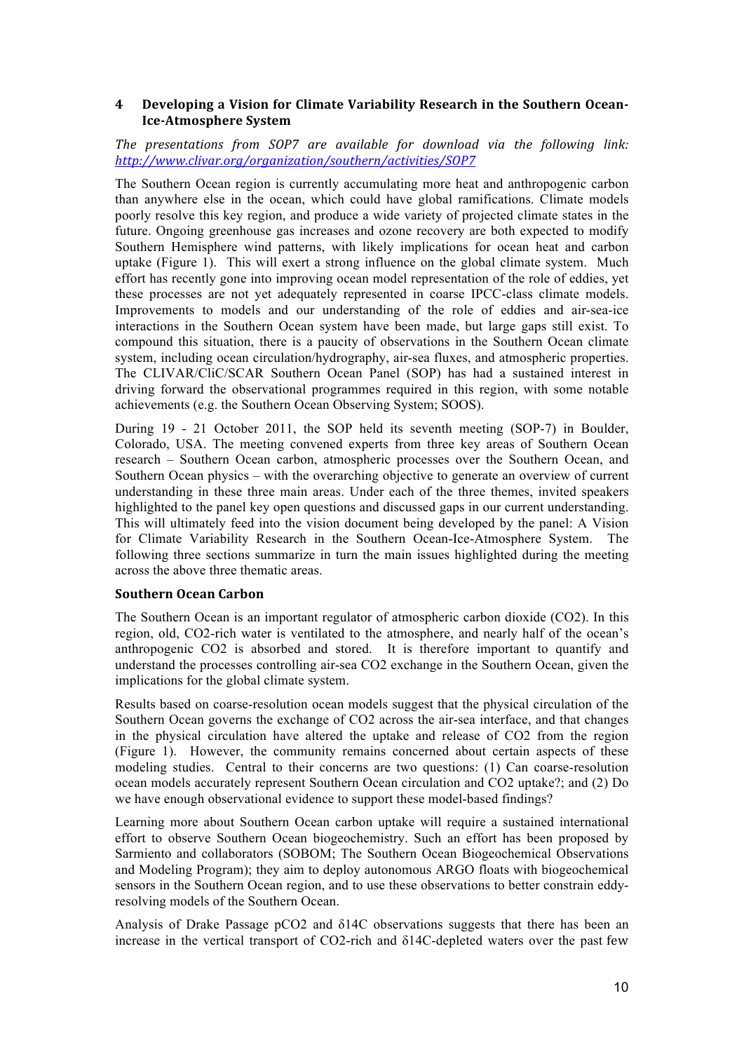## 4 Developing a Vision for Climate Variability Research in the Southern Ocean-Ice-Atmosphere System

*The presentations from SOP7 are available for download via the following link: http://www.clivar.org/organization/southern/activities/SOP7*

The Southern Ocean region is currently accumulating more heat and anthropogenic carbon than anywhere else in the ocean, which could have global ramifications. Climate models poorly resolve this key region, and produce a wide variety of projected climate states in the future. Ongoing greenhouse gas increases and ozone recovery are both expected to modify Southern Hemisphere wind patterns, with likely implications for ocean heat and carbon uptake (Figure 1). This will exert a strong influence on the global climate system. Much effort has recently gone into improving ocean model representation of the role of eddies, yet these processes are not yet adequately represented in coarse IPCC-class climate models. Improvements to models and our understanding of the role of eddies and air-sea-ice interactions in the Southern Ocean system have been made, but large gaps still exist. To compound this situation, there is a paucity of observations in the Southern Ocean climate system, including ocean circulation/hydrography, air-sea fluxes, and atmospheric properties. The CLIVAR/CliC/SCAR Southern Ocean Panel (SOP) has had a sustained interest in driving forward the observational programmes required in this region, with some notable achievements (e.g. the Southern Ocean Observing System; SOOS).

During 19 - 21 October 2011, the SOP held its seventh meeting (SOP-7) in Boulder, Colorado, USA. The meeting convened experts from three key areas of Southern Ocean research – Southern Ocean carbon, atmospheric processes over the Southern Ocean, and Southern Ocean physics – with the overarching objective to generate an overview of current understanding in these three main areas. Under each of the three themes, invited speakers highlighted to the panel key open questions and discussed gaps in our current understanding. This will ultimately feed into the vision document being developed by the panel: A Vision for Climate Variability Research in the Southern Ocean-Ice-Atmosphere System. The following three sections summarize in turn the main issues highlighted during the meeting across the above three thematic areas.

### Southern Ocean Carbon

The Southern Ocean is an important regulator of atmospheric carbon dioxide ($CO_2$). In this region, old, $CO_2$-rich water is ventilated to the atmosphere, and nearly half of the ocean's anthropogenic $CO_2$ is absorbed and stored. It is therefore important to quantify and understand the processes controlling air-sea $CO_2$ exchange in the Southern Ocean, given the implications for the global climate system.

Results based on coarse-resolution ocean models suggest that the physical circulation of the Southern Ocean governs the exchange of $CO_2$ across the air-sea interface, and that changes in the physical circulation have altered the uptake and release of $CO_2$ from the region (Figure 1). However, the community remains concerned about certain aspects of these modeling studies. Central to their concerns are two questions: (1) Can coarse-resolution ocean models accurately represent Southern Ocean circulation and $CO_2$ uptake?; and (2) Do we have enough observational evidence to support these model-based findings?

Learning more about Southern Ocean carbon uptake will require a sustained international effort to observe Southern Ocean biogeochemistry. Such an effort has been proposed by Sarmiento and collaborators (SOBOM; The Southern Ocean Biogeochemical Observations and Modeling Program); they aim to deploy autonomous ARGO floats with biogeochemical sensors in the Southern Ocean region, and to use these observations to better constrain eddy-resolving models of the Southern Ocean.

Analysis of Drake Passage $pCO_2$ and $\delta^{14}C$ observations suggests that there has been an increase in the vertical transport of $CO_2$-rich and $\delta^{14}C$-depleted waters over the past few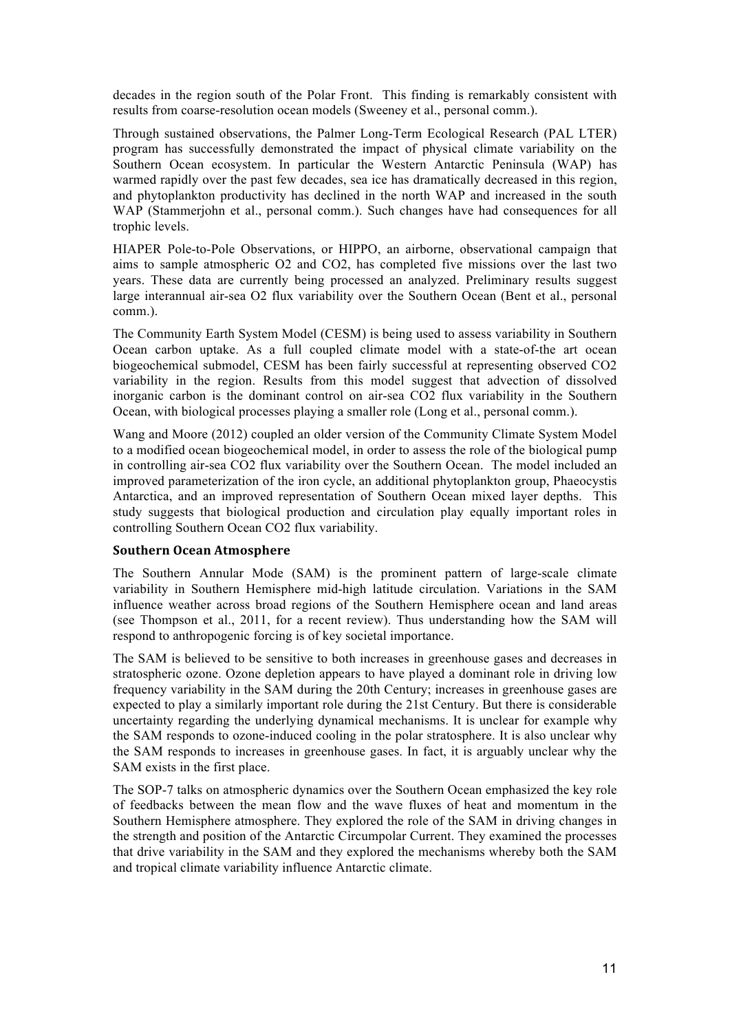decades in the region south of the Polar Front. This finding is remarkably consistent with results from coarse-resolution ocean models (Sweeney et al., personal comm.).

Through sustained observations, the Palmer Long-Term Ecological Research (PAL LTER) program has successfully demonstrated the impact of physical climate variability on the Southern Ocean ecosystem. In particular the Western Antarctic Peninsula (WAP) has warmed rapidly over the past few decades, sea ice has dramatically decreased in this region, and phytoplankton productivity has declined in the north WAP and increased in the south WAP (Stammerjohn et al., personal comm.). Such changes have had consequences for all trophic levels.

HIAPER Pole-to-Pole Observations, or HIPPO, an airborne, observational campaign that aims to sample atmospheric $O_2$ and $CO_2$, has completed five missions over the last two years. These data are currently being processed an analyzed. Preliminary results suggest large interannual air-sea $O_2$ flux variability over the Southern Ocean (Bent et al., personal comm.).

The Community Earth System Model (CESM) is being used to assess variability in Southern Ocean carbon uptake. As a full coupled climate model with a state-of-the art ocean biogeochemical submodel, CESM has been fairly successful at representing observed $CO_2$ variability in the region. Results from this model suggest that advection of dissolved inorganic carbon is the dominant control on air-sea $CO_2$ flux variability in the Southern Ocean, with biological processes playing a smaller role (Long et al., personal comm.).

Wang and Moore (2012) coupled an older version of the Community Climate System Model to a modified ocean biogeochemical model, in order to assess the role of the biological pump in controlling air-sea $CO_2$ flux variability over the Southern Ocean. The model included an improved parameterization of the iron cycle, an additional phytoplankton group, Phaeocystis Antarctica, and an improved representation of Southern Ocean mixed layer depths. This study suggests that biological production and circulation play equally important roles in controlling Southern Ocean $CO_2$ flux variability.

### Southern Ocean Atmosphere

The Southern Annular Mode (SAM) is the prominent pattern of large-scale climate variability in Southern Hemisphere mid-high latitude circulation. Variations in the SAM influence weather across broad regions of the Southern Hemisphere ocean and land areas (see Thompson et al., 2011, for a recent review). Thus understanding how the SAM will respond to anthropogenic forcing is of key societal importance.

The SAM is believed to be sensitive to both increases in greenhouse gases and decreases in stratospheric ozone. Ozone depletion appears to have played a dominant role in driving low frequency variability in the SAM during the 20th Century; increases in greenhouse gases are expected to play a similarly important role during the 21st Century. But there is considerable uncertainty regarding the underlying dynamical mechanisms. It is unclear for example why the SAM responds to ozone-induced cooling in the polar stratosphere. It is also unclear why the SAM responds to increases in greenhouse gases. In fact, it is arguably unclear why the SAM exists in the first place.

The SOP-7 talks on atmospheric dynamics over the Southern Ocean emphasized the key role of feedbacks between the mean flow and the wave fluxes of heat and momentum in the Southern Hemisphere atmosphere. They explored the role of the SAM in driving changes in the strength and position of the Antarctic Circumpolar Current. They examined the processes that drive variability in the SAM and they explored the mechanisms whereby both the SAM and tropical climate variability influence Antarctic climate.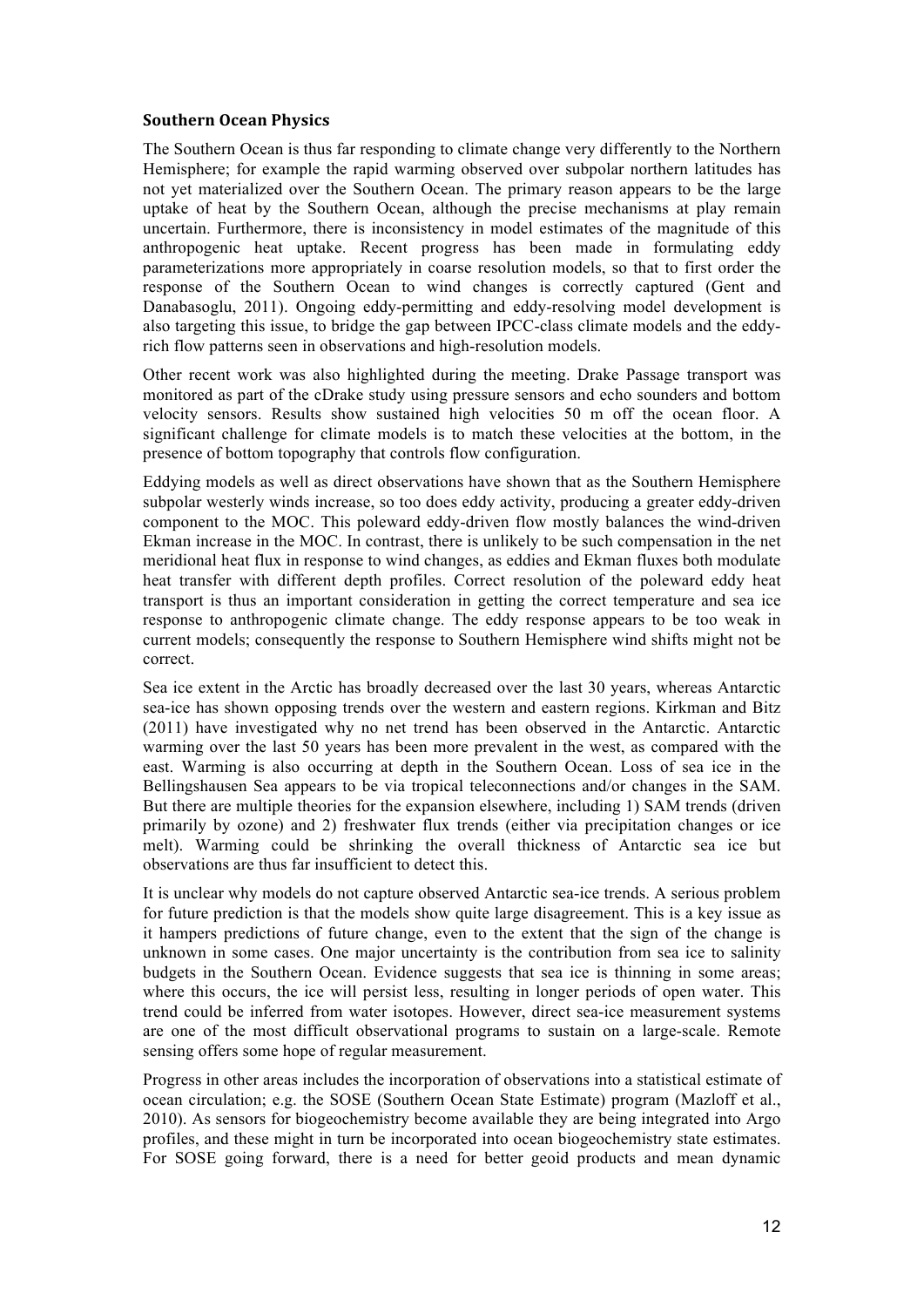### Southern Ocean Physics

The Southern Ocean is thus far responding to climate change very differently to the Northern Hemisphere; for example the rapid warming observed over subpolar northern latitudes has not yet materialized over the Southern Ocean. The primary reason appears to be the large uptake of heat by the Southern Ocean, although the precise mechanisms at play remain uncertain. Furthermore, there is inconsistency in model estimates of the magnitude of this anthropogenic heat uptake. Recent progress has been made in formulating eddy parameterizations more appropriately in coarse resolution models, so that to first order the response of the Southern Ocean to wind changes is correctly captured (Gent and Danabasoglu, 2011). Ongoing eddy-permitting and eddy-resolving model development is also targeting this issue, to bridge the gap between IPCC-class climate models and the eddy-rich flow patterns seen in observations and high-resolution models.

Other recent work was also highlighted during the meeting. Drake Passage transport was monitored as part of the cDrake study using pressure sensors and echo sounders and bottom velocity sensors. Results show sustained high velocities 50 m off the ocean floor. A significant challenge for climate models is to match these velocities at the bottom, in the presence of bottom topography that controls flow configuration.

Eddying models as well as direct observations have shown that as the Southern Hemisphere subpolar westerly winds increase, so too does eddy activity, producing a greater eddy-driven component to the MOC. This poleward eddy-driven flow mostly balances the wind-driven Ekman increase in the MOC. In contrast, there is unlikely to be such compensation in the net meridional heat flux in response to wind changes, as eddies and Ekman fluxes both modulate heat transfer with different depth profiles. Correct resolution of the poleward eddy heat transport is thus an important consideration in getting the correct temperature and sea ice response to anthropogenic climate change. The eddy response appears to be too weak in current models; consequently the response to Southern Hemisphere wind shifts might not be correct.

Sea ice extent in the Arctic has broadly decreased over the last 30 years, whereas Antarctic sea-ice has shown opposing trends over the western and eastern regions. Kirkman and Bitz (2011) have investigated why no net trend has been observed in the Antarctic. Antarctic warming over the last 50 years has been more prevalent in the west, as compared with the east. Warming is also occurring at depth in the Southern Ocean. Loss of sea ice in the Bellingshausen Sea appears to be via tropical teleconnections and/or changes in the SAM. But there are multiple theories for the expansion elsewhere, including 1) SAM trends (driven primarily by ozone) and 2) freshwater flux trends (either via precipitation changes or ice melt). Warming could be shrinking the overall thickness of Antarctic sea ice but observations are thus far insufficient to detect this.

It is unclear why models do not capture observed Antarctic sea-ice trends. A serious problem for future prediction is that the models show quite large disagreement. This is a key issue as it hampers predictions of future change, even to the extent that the sign of the change is unknown in some cases. One major uncertainty is the contribution from sea ice to salinity budgets in the Southern Ocean. Evidence suggests that sea ice is thinning in some areas; where this occurs, the ice will persist less, resulting in longer periods of open water. This trend could be inferred from water isotopes. However, direct sea-ice measurement systems are one of the most difficult observational programs to sustain on a large-scale. Remote sensing offers some hope of regular measurement.

Progress in other areas includes the incorporation of observations into a statistical estimate of ocean circulation; e.g. the SOSE (Southern Ocean State Estimate) program (Mazloff et al., 2010). As sensors for biogeochemistry become available they are being integrated into Argo profiles, and these might in turn be incorporated into ocean biogeochemistry state estimates. For SOSE going forward, there is a need for better geoid products and mean dynamic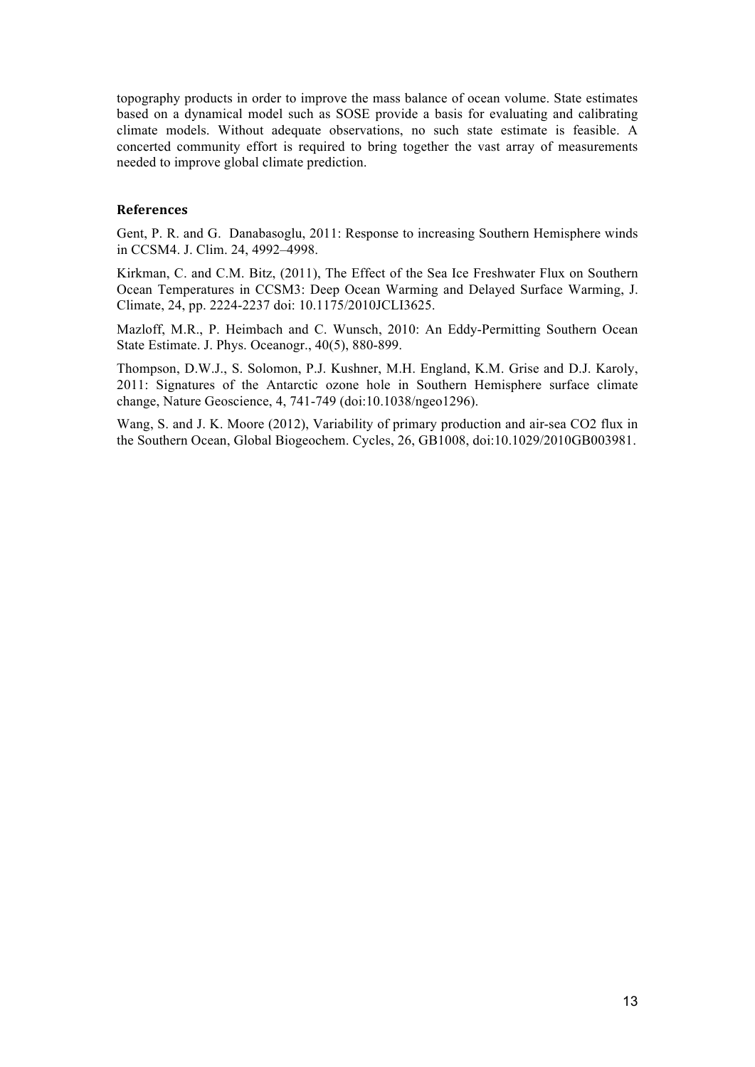topography products in order to improve the mass balance of ocean volume. State estimates based on a dynamical model such as SOSE provide a basis for evaluating and calibrating climate models. Without adequate observations, no such state estimate is feasible. A concerted community effort is required to bring together the vast array of measurements needed to improve global climate prediction.

## References

Gent, P. R. and G. Danabasoglu, 2011: Response to increasing Southern Hemisphere winds in CCSM4. J. Clim. 24, 4992–4998.

Kirkman, C. and C.M. Bitz, (2011), The Effect of the Sea Ice Freshwater Flux on Southern Ocean Temperatures in CCSM3: Deep Ocean Warming and Delayed Surface Warming, J. Climate, 24, pp. 2224-2237 doi: 10.1175/2010JCLI3625.

Mazloff, M.R., P. Heimbach and C. Wunsch, 2010: An Eddy-Permitting Southern Ocean State Estimate. J. Phys. Oceanogr., 40(5), 880-899.

Thompson, D.W.J., S. Solomon, P.J. Kushner, M.H. England, K.M. Grise and D.J. Karoly, 2011: Signatures of the Antarctic ozone hole in Southern Hemisphere surface climate change, Nature Geoscience, 4, 741-749 (doi:10.1038/ngeo1296).

Wang, S. and J. K. Moore (2012), Variability of primary production and air-sea CO2 flux in the Southern Ocean, Global Biogeochem. Cycles, 26, GB1008, doi:10.1029/2010GB003981.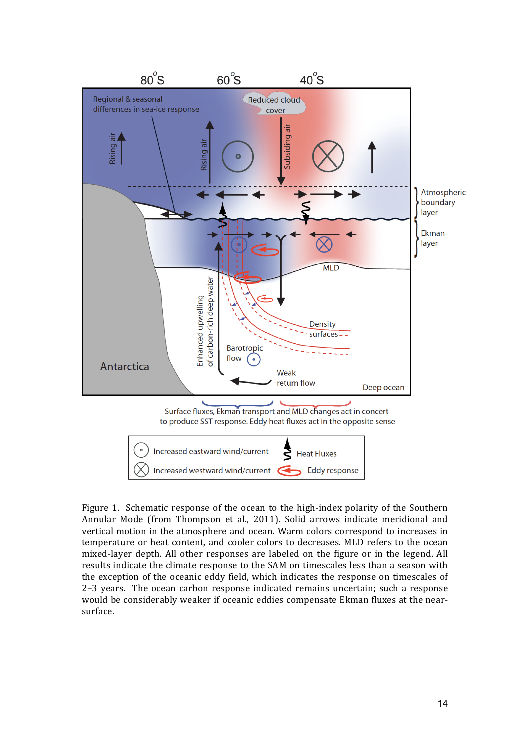Figure 1. Schematic response of the ocean to the high-index polarity of the Southern Annular Mode (from Thompson et al., 2011). Solid arrows indicate meridional and vertical motion in the atmosphere and ocean. Warm colors correspond to increases in temperature or heat content, and cooler colors to decreases. MLD refers to the ocean mixed-layer depth. All other responses are labeled on the figure or in the legend. All results indicate the climate response to the SAM on timescales less than a season with the exception of the oceanic eddy field, which indicates the response on timescales of 2–3 years. The ocean carbon response indicated remains uncertain; such a response would be considerably weaker if oceanic eddies compensate Ekman fluxes at the near-surface.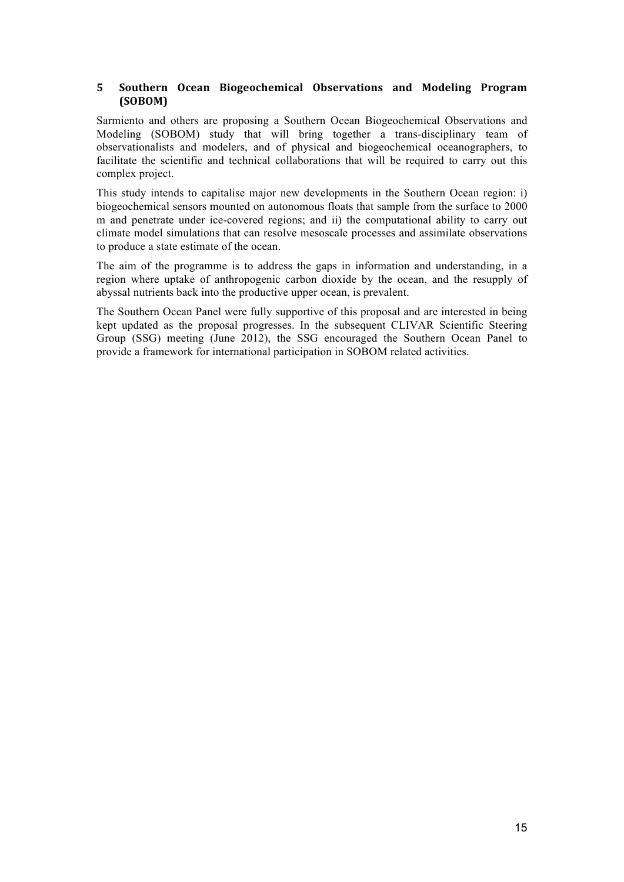## 5 Southern Ocean Biogeochemical Observations and Modeling Program (SOBOM)

Sarmiento and others are proposing a Southern Ocean Biogeochemical Observations and Modeling (SOBOM) study that will bring together a trans-disciplinary team of observationalists and modelers, and of physical and biogeochemical oceanographers, to facilitate the scientific and technical collaborations that will be required to carry out this complex project.

This study intends to capitalise major new developments in the Southern Ocean region: i) biogeochemical sensors mounted on autonomous floats that sample from the surface to 2000 m and penetrate under ice-covered regions; and ii) the computational ability to carry out climate model simulations that can resolve mesoscale processes and assimilate observations to produce a state estimate of the ocean.

The aim of the programme is to address the gaps in information and understanding, in a region where uptake of anthropogenic carbon dioxide by the ocean, and the resupply of abyssal nutrients back into the productive upper ocean, is prevalent.

The Southern Ocean Panel were fully supportive of this proposal and are interested in being kept updated as the proposal progresses. In the subsequent CLIVAR Scientific Steering Group (SSG) meeting (June 2012), the SSG encouraged the Southern Ocean Panel to provide a framework for international participation in SOBOM related activities.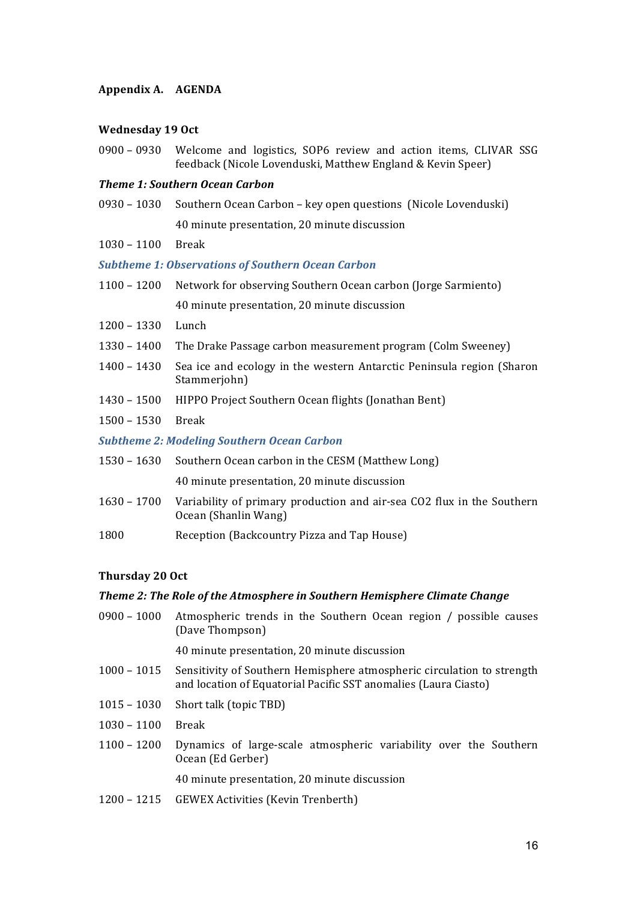## Appendix A. AGENDA

### Wednesday 19 Oct

0900 – 0930 Welcome and logistics, SOP6 review and action items, CLIVAR SSG feedback (Nicole Lovenduski, Matthew England & Kevin Speer)

***Theme 1: Southern Ocean Carbon***

0930 – 1030 Southern Ocean Carbon – key open questions (Nicole Lovenduski)

40 minute presentation, 20 minute discussion

1030 – 1100 Break

***Subtheme 1: Observations of Southern Ocean Carbon***

1100 – 1200 Network for observing Southern Ocean carbon (Jorge Sarmiento)

40 minute presentation, 20 minute discussion

1200 – 1330 Lunch

1330 – 1400 The Drake Passage carbon measurement program (Colm Sweeney)

1400 – 1430 Sea ice and ecology in the western Antarctic Peninsula region (Sharon Stammerjohn)

1430 – 1500 HIPPO Project Southern Ocean flights (Jonathan Bent)

1500 – 1530 Break

***Subtheme 2: Modeling Southern Ocean Carbon***

1530 – 1630 Southern Ocean carbon in the CESM (Matthew Long)

40 minute presentation, 20 minute discussion

1630 – 1700 Variability of primary production and air-sea CO2 flux in the Southern Ocean (Shanlin Wang)

1800 Reception (Backcountry Pizza and Tap House)

### Thursday 20 Oct

***Theme 2: The Role of the Atmosphere in Southern Hemisphere Climate Change***

0900 – 1000 Atmospheric trends in the Southern Ocean region / possible causes (Dave Thompson)

40 minute presentation, 20 minute discussion

1000 – 1015 Sensitivity of Southern Hemisphere atmospheric circulation to strength and location of Equatorial Pacific SST anomalies (Laura Ciasto)

1015 – 1030 Short talk (topic TBD)

1030 – 1100 Break

1100 – 1200 Dynamics of large-scale atmospheric variability over the Southern Ocean (Ed Gerber)

40 minute presentation, 20 minute discussion

1200 – 1215 GEWEX Activities (Kevin Trenberth)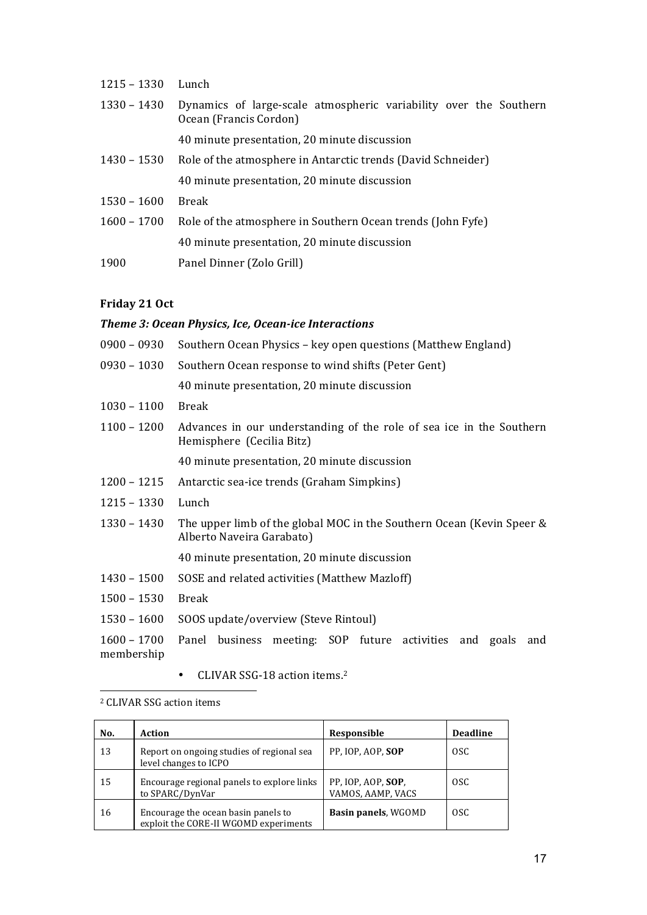1215 – 1330 Lunch

1330 – 1430 Dynamics of large-scale atmospheric variability over the Southern Ocean (Francis Cordon)

40 minute presentation, 20 minute discussion

1430 – 1530 Role of the atmosphere in Antarctic trends (David Schneider)

40 minute presentation, 20 minute discussion

1530 – 1600 Break

1600 – 1700 Role of the atmosphere in Southern Ocean trends (John Fyfe)

40 minute presentation, 20 minute discussion

1900 Panel Dinner (Zolo Grill)

**Friday 21 Oct**

***Theme 3: Ocean Physics, Ice, Ocean-ice Interactions***

0900 – 0930 Southern Ocean Physics – key open questions (Matthew England)

0930 – 1030 Southern Ocean response to wind shifts (Peter Gent)

40 minute presentation, 20 minute discussion

1030 – 1100 Break

1100 – 1200 Advances in our understanding of the role of sea ice in the Southern Hemisphere (Cecilia Bitz)

40 minute presentation, 20 minute discussion

1200 – 1215 Antarctic sea-ice trends (Graham Simpkins)

1215 – 1330 Lunch

1330 – 1430 The upper limb of the global MOC in the Southern Ocean (Kevin Speer & Alberto Naveira Garabato)

40 minute presentation, 20 minute discussion

1430 – 1500 SOSE and related activities (Matthew Mazloff)

1500 – 1530 Break

1530 – 1600 SOOS update/overview (Steve Rintoul)

1600 – 1700 Panel business meeting: SOP future activities and goals and membership

- CLIVAR SSG-18 action items.[2]

[2] CLIVAR SSG action items

| No. | Action | Responsible | Deadline |
|---|---|---|---|
| 13 | Report on ongoing studies of regional sea level changes to ICPO | PP, IOP, AOP, **SOP** | OSC |
| 15 | Encourage regional panels to explore links to SPARC/DynVar | PP, IOP, AOP, **SOP**, VAMOS, AAMP, VACS | OSC |
| 16 | Encourage the ocean basin panels to exploit the CORE-II WGOMD experiments | **Basin panels**, WGOMD | OSC |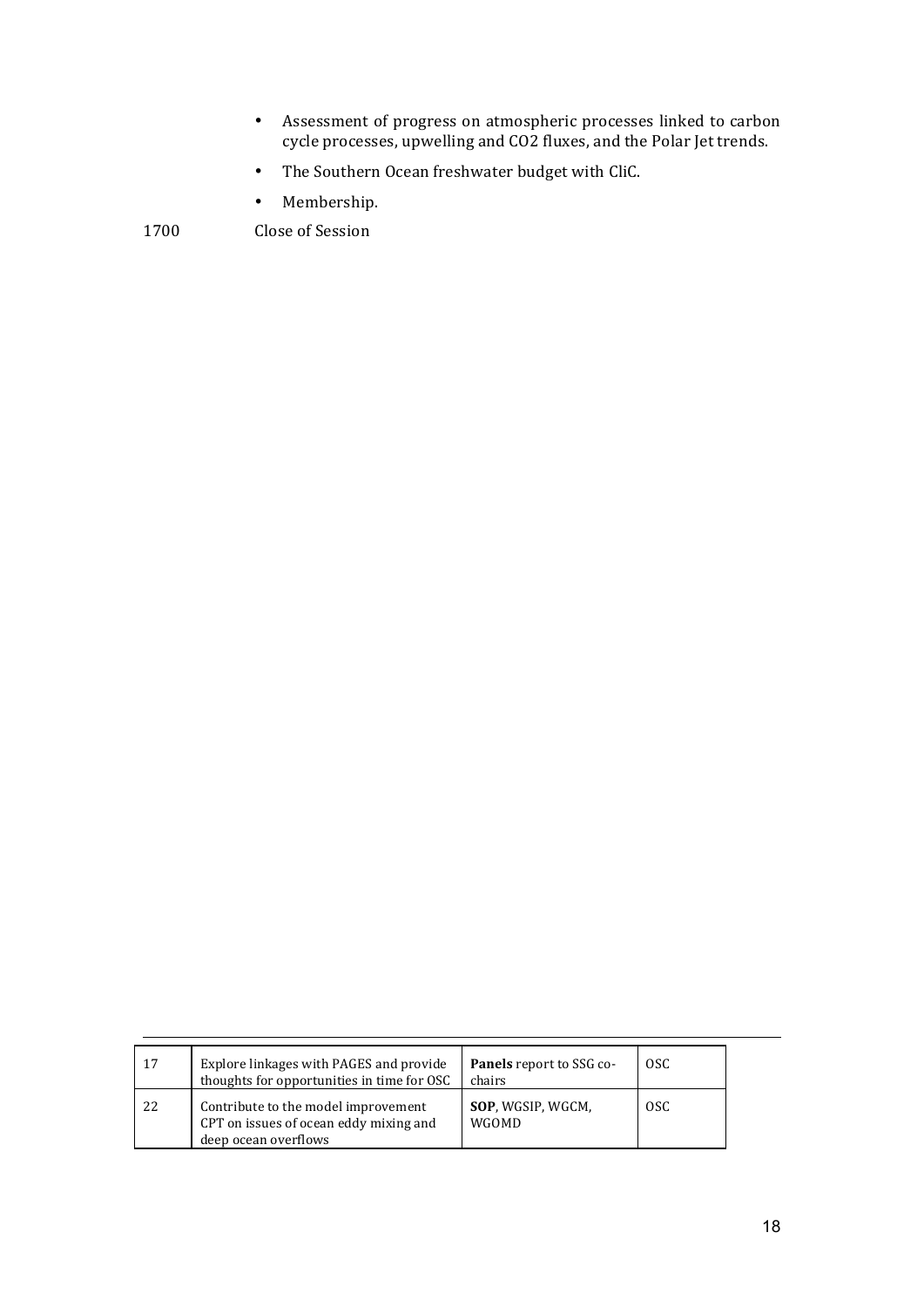- Assessment of progress on atmospheric processes linked to carbon cycle processes, upwelling and CO2 fluxes, and the Polar Jet trends.
- The Southern Ocean freshwater budget with CliC.
- Membership.

1700 Close of Session

| 17 | Explore linkages with PAGES and provide thoughts for opportunities in time for OSC | **Panels** report to SSG co-chairs | OSC |
|---|---|---|---|
| 22 | Contribute to the model improvement CPT on issues of ocean eddy mixing and deep ocean overflows | **SOP**, WGSIP, WGCM, WGOMD | OSC |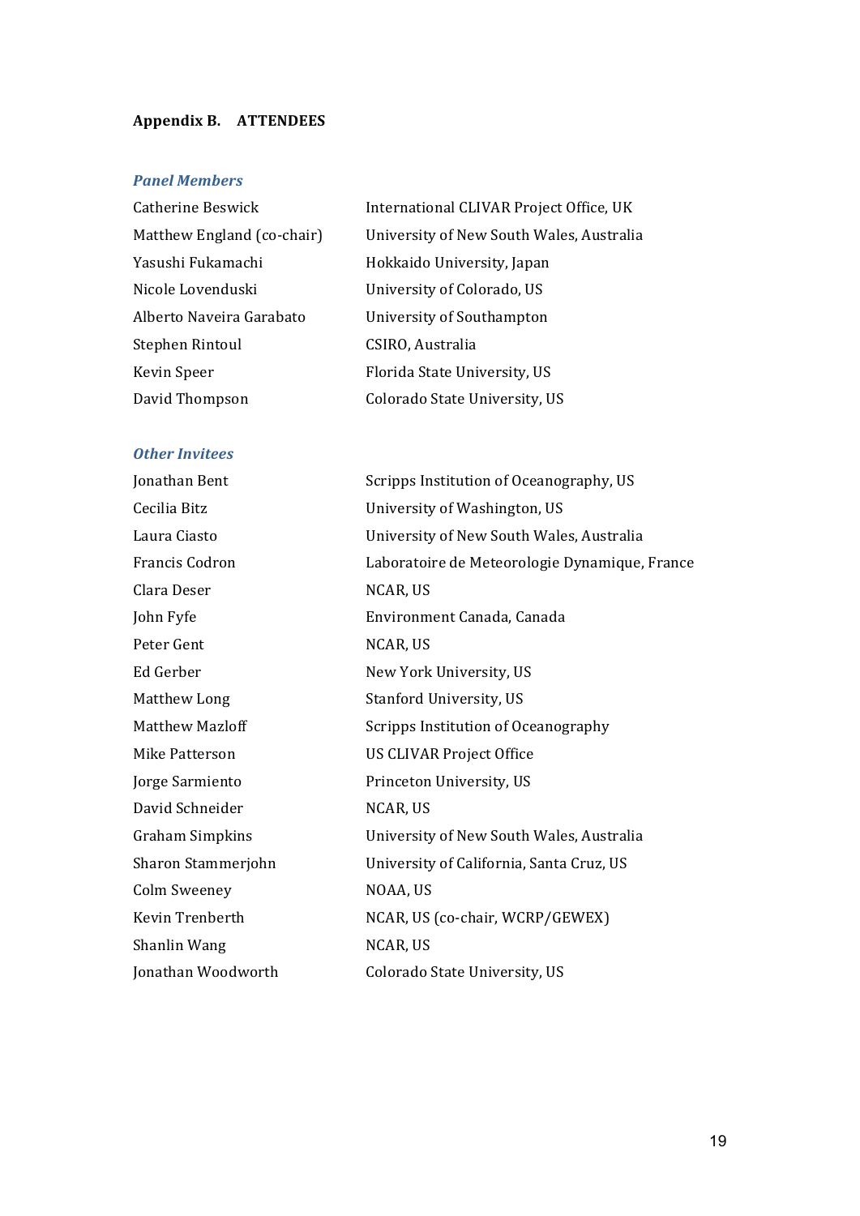## Appendix B. ATTENDEES

### *Panel Members*

| | |
|---|---|
| Catherine Beswick | International CLIVAR Project Office, UK |
| Matthew England (co-chair) | University of New South Wales, Australia |
| Yasushi Fukamachi | Hokkaido University, Japan |
| Nicole Lovenduski | University of Colorado, US |
| Alberto Naveira Garabato | University of Southampton |
| Stephen Rintoul | CSIRO, Australia |
| Kevin Speer | Florida State University, US |
| David Thompson | Colorado State University, US |

### *Other Invitees*

| | |
|---|---|
| Jonathan Bent | Scripps Institution of Oceanography, US |
| Cecilia Bitz | University of Washington, US |
| Laura Ciasto | University of New South Wales, Australia |
| Francis Codron | Laboratoire de Meteorologie Dynamique, France |
| Clara Deser | NCAR, US |
| John Fyfe | Environment Canada, Canada |
| Peter Gent | NCAR, US |
| Ed Gerber | New York University, US |
| Matthew Long | Stanford University, US |
| Matthew Mazloff | Scripps Institution of Oceanography |
| Mike Patterson | US CLIVAR Project Office |
| Jorge Sarmiento | Princeton University, US |
| David Schneider | NCAR, US |
| Graham Simpkins | University of New South Wales, Australia |
| Sharon Stammerjohn | University of California, Santa Cruz, US |
| Colm Sweeney | NOAA, US |
| Kevin Trenberth | NCAR, US (co-chair, WCRP/GEWEX) |
| Shanlin Wang | NCAR, US |
| Jonathan Woodworth | Colorado State University, US |